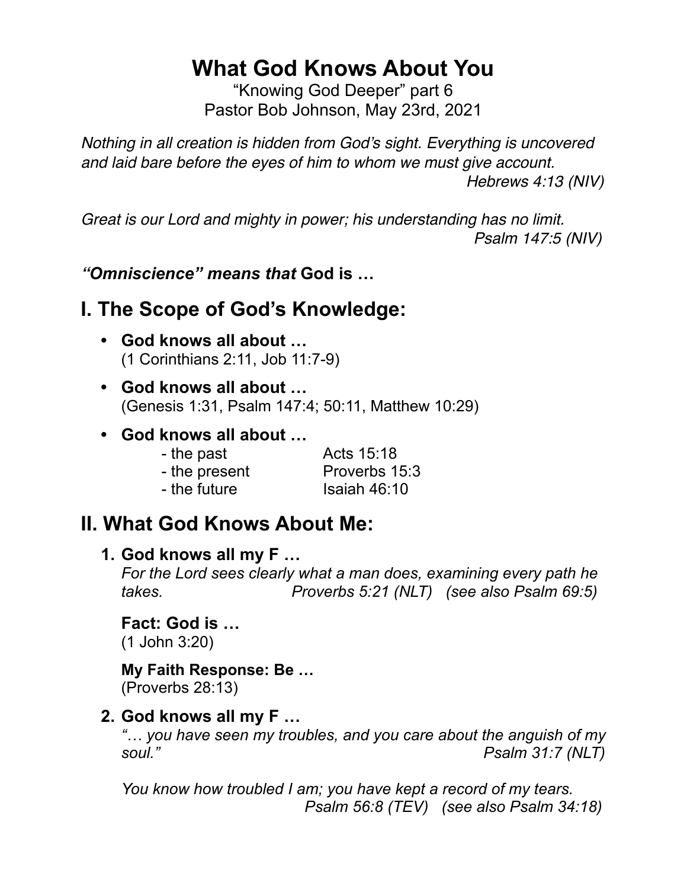# What God Knows About You

"Knowing God Deeper" part 6
Pastor Bob Johnson, May 23rd, 2021

*Nothing in all creation is hidden from God's sight. Everything is uncovered and laid bare before the eyes of him to whom we must give account.*
*Hebrews 4:13 (NIV)*

*Great is our Lord and mighty in power; his understanding has no limit.*
*Psalm 147:5 (NIV)*

***"Omniscience" means that* God is …**

## I. The Scope of God's Knowledge:

- **God knows all about …**
  (1 Corinthians 2:11, Job 11:7-9)
- **God knows all about …**
  (Genesis 1:31, Psalm 147:4; 50:11, Matthew 10:29)
- **God knows all about …**
  - the past — Acts 15:18
  - the present — Proverbs 15:3
  - the future — Isaiah 46:10

## II. What God Knows About Me:

1. **God knows all my F …**
   *For the Lord sees clearly what a man does, examining every path he takes.* *Proverbs 5:21 (NLT)* *(see also Psalm 69:5)*

   **Fact: God is …**
   (1 John 3:20)

   **My Faith Response: Be …**
   (Proverbs 28:13)

2. **God knows all my F …**
   *"… you have seen my troubles, and you care about the anguish of my soul."* *Psalm 31:7 (NLT)*

   *You know how troubled I am; you have kept a record of my tears.*
   *Psalm 56:8 (TEV)* *(see also Psalm 34:18)*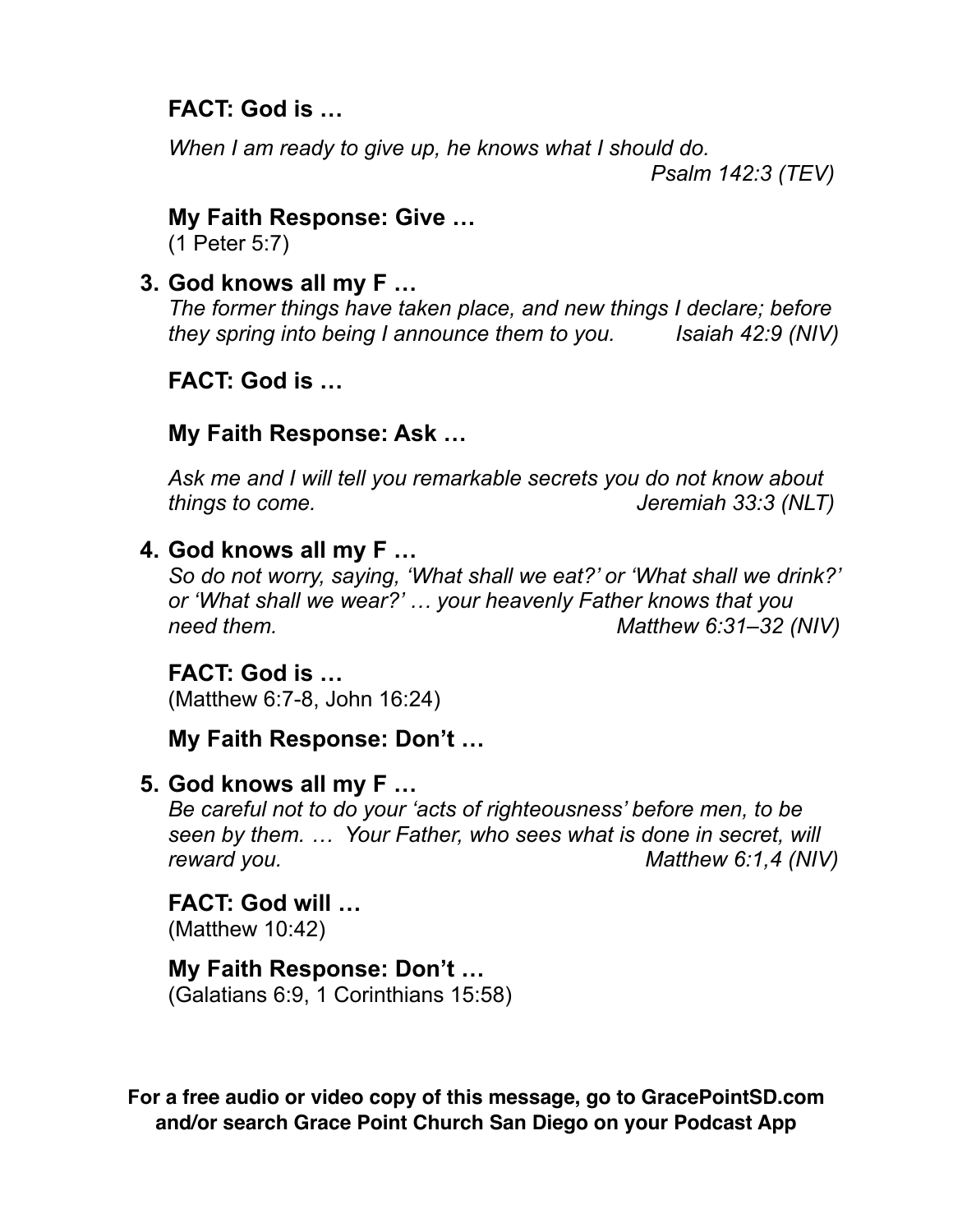**FACT: God is …**

*When I am ready to give up, he knows what I should do.*
*Psalm 142:3 (TEV)*

**My Faith Response: Give …**
(1 Peter 5:7)

3. **God knows all my F …**
   *The former things have taken place, and new things I declare; before they spring into being I announce them to you.* *Isaiah 42:9 (NIV)*

   **FACT: God is …**

   **My Faith Response: Ask …**

   *Ask me and I will tell you remarkable secrets you do not know about things to come.* *Jeremiah 33:3 (NLT)*

4. **God knows all my F …**
   *So do not worry, saying, 'What shall we eat?' or 'What shall we drink?' or 'What shall we wear?' … your heavenly Father knows that you need them.* *Matthew 6:31–32 (NIV)*

   **FACT: God is …**
   (Matthew 6:7-8, John 16:24)

   **My Faith Response: Don't …**

5. **God knows all my F …**
   *Be careful not to do your 'acts of righteousness' before men, to be seen by them. … Your Father, who sees what is done in secret, will reward you.* *Matthew 6:1,4 (NIV)*

   **FACT: God will …**
   (Matthew 10:42)

   **My Faith Response: Don't …**
   (Galatians 6:9, 1 Corinthians 15:58)

**For a free audio or video copy of this message, go to GracePointSD.com and/or search Grace Point Church San Diego on your Podcast App**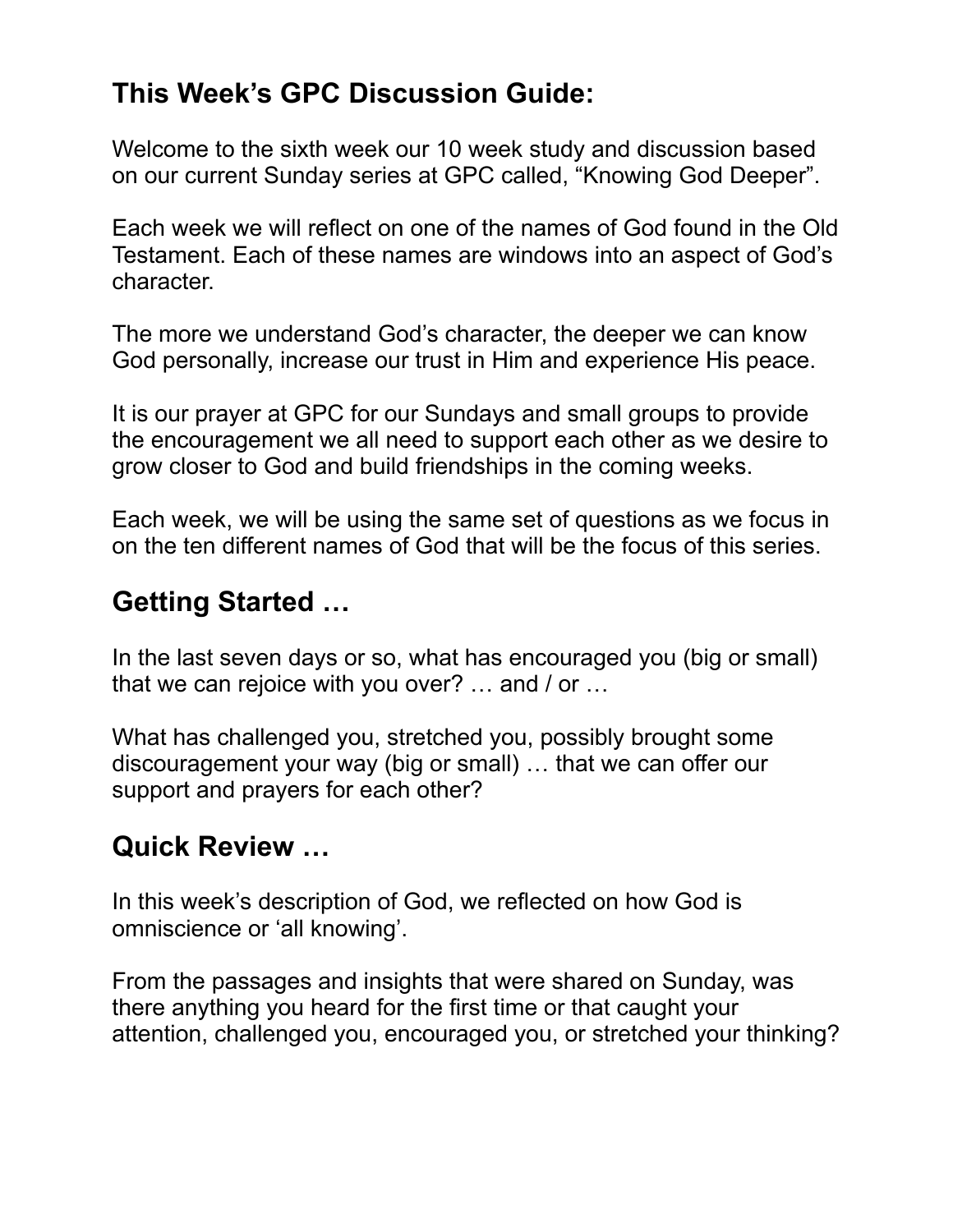## This Week's GPC Discussion Guide:

Welcome to the sixth week our 10 week study and discussion based on our current Sunday series at GPC called, "Knowing God Deeper".

Each week we will reflect on one of the names of God found in the Old Testament. Each of these names are windows into an aspect of God's character.

The more we understand God's character, the deeper we can know God personally, increase our trust in Him and experience His peace.

It is our prayer at GPC for our Sundays and small groups to provide the encouragement we all need to support each other as we desire to grow closer to God and build friendships in the coming weeks.

Each week, we will be using the same set of questions as we focus in on the ten different names of God that will be the focus of this series.

## Getting Started …

In the last seven days or so, what has encouraged you (big or small) that we can rejoice with you over? … and / or …

What has challenged you, stretched you, possibly brought some discouragement your way (big or small) … that we can offer our support and prayers for each other?

## Quick Review …

In this week's description of God, we reflected on how God is omniscience or 'all knowing'.

From the passages and insights that were shared on Sunday, was there anything you heard for the first time or that caught your attention, challenged you, encouraged you, or stretched your thinking?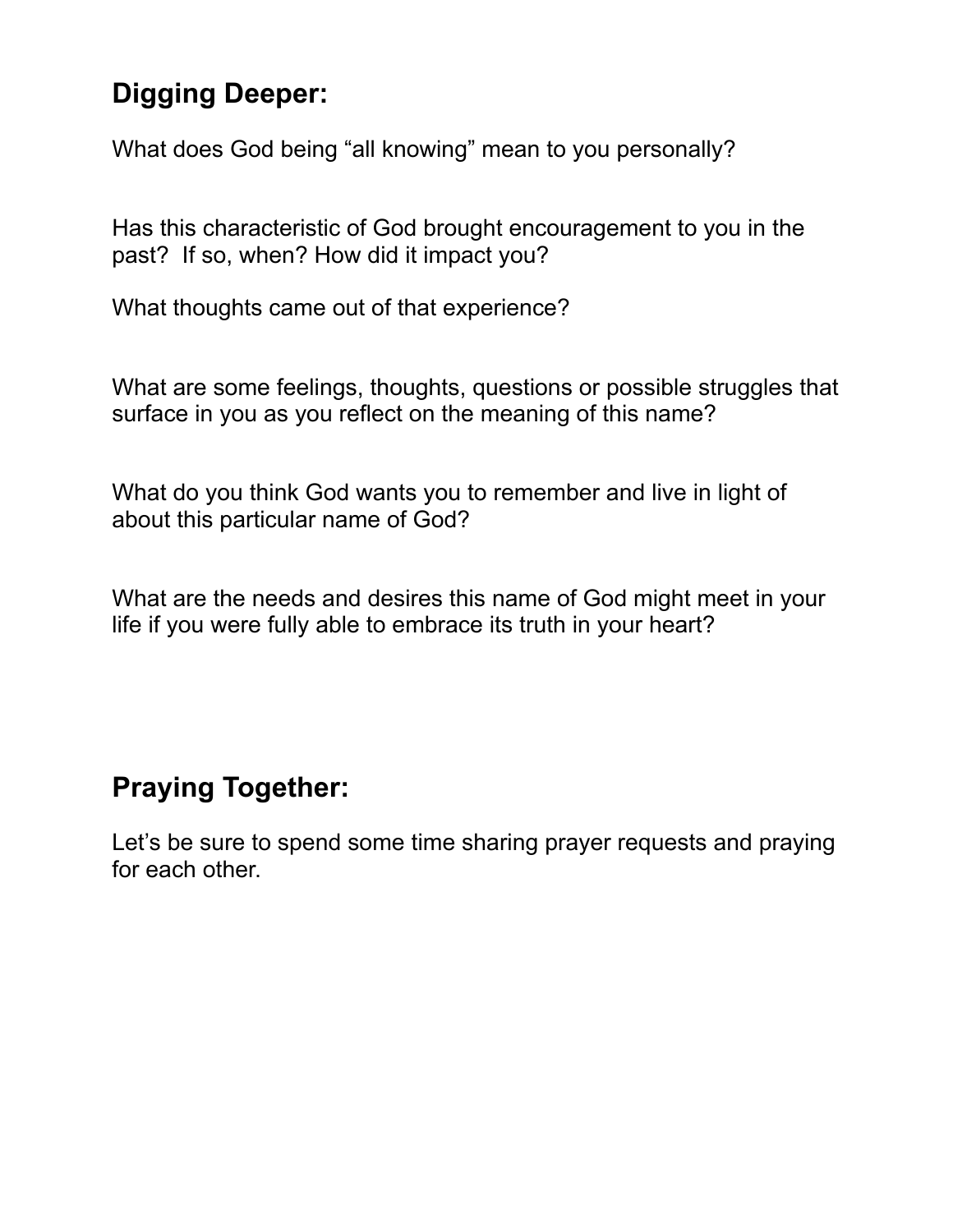## Digging Deeper:

What does God being “all knowing” mean to you personally?

Has this characteristic of God brought encouragement to you in the past?  If so, when? How did it impact you?

What thoughts came out of that experience?

What are some feelings, thoughts, questions or possible struggles that surface in you as you reflect on the meaning of this name?

What do you think God wants you to remember and live in light of about this particular name of God?

What are the needs and desires this name of God might meet in your life if you were fully able to embrace its truth in your heart?

## Praying Together:

Let’s be sure to spend some time sharing prayer requests and praying for each other.